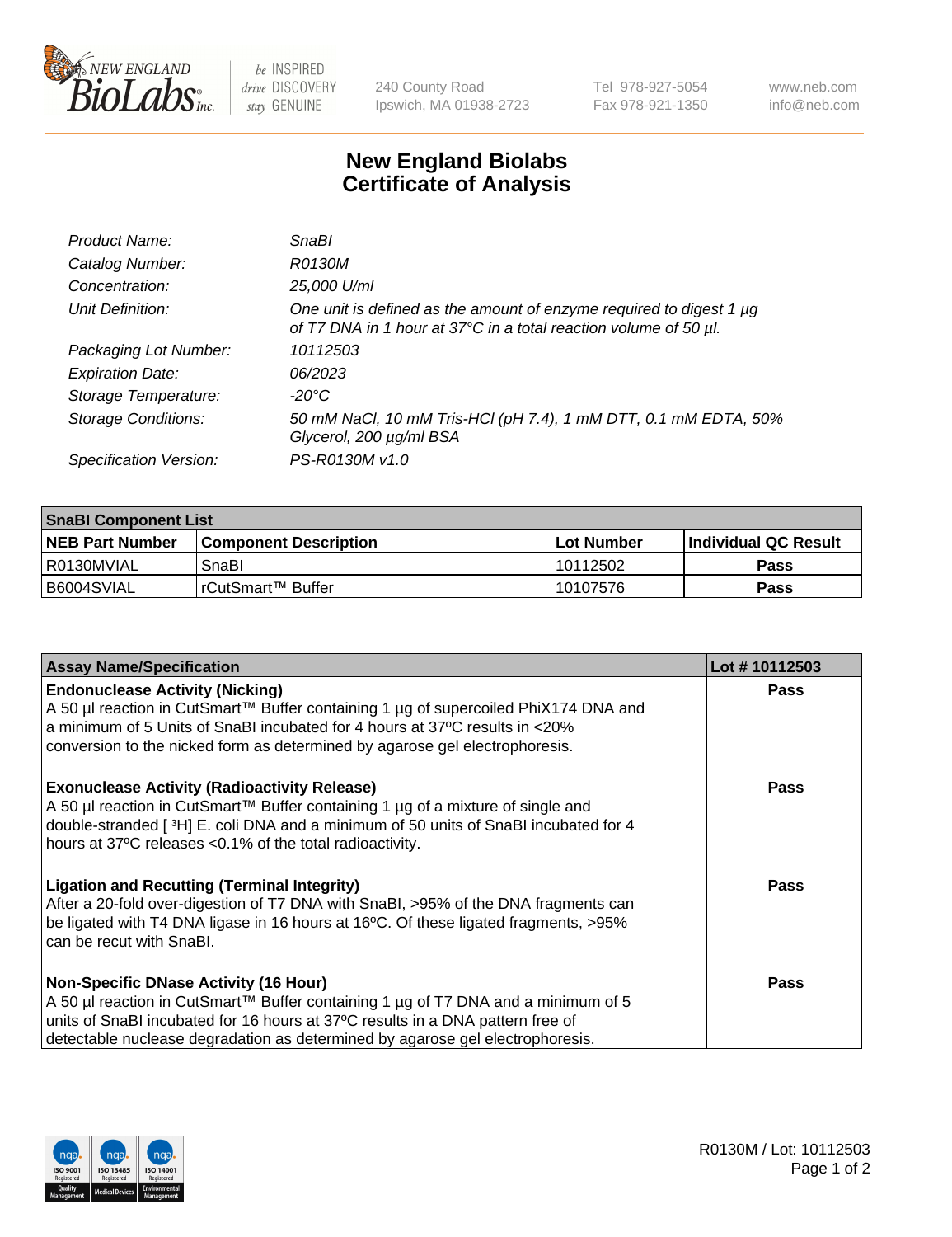# New England Biolabs Certificate of Analysis

| | |
|---|---|
| *Product Name:* | *SnaBI* |
| *Catalog Number:* | *R0130M* |
| *Concentration:* | *25,000 U/ml* |
| *Unit Definition:* | *One unit is defined as the amount of enzyme required to digest 1 µg of T7 DNA in 1 hour at 37°C in a total reaction volume of 50 µl.* |
| *Packaging Lot Number:* | *10112503* |
| *Expiration Date:* | *06/2023* |
| *Storage Temperature:* | *-20°C* |
| *Storage Conditions:* | *50 mM NaCl, 10 mM Tris-HCl (pH 7.4), 1 mM DTT, 0.1 mM EDTA, 50% Glycerol, 200 µg/ml BSA* |
| *Specification Version:* | *PS-R0130M v1.0* |

| SnaBI Component List | | | |
|---|---|---|---|
| **NEB Part Number** | **Component Description** | **Lot Number** | **Individual QC Result** |
| R0130MVIAL | SnaBI | 10112502 | **Pass** |
| B6004SVIAL | rCutSmart™ Buffer | 10107576 | **Pass** |

| Assay Name/Specification | Lot # 10112503 |
|---|---|
| **Endonuclease Activity (Nicking)** A 50 µl reaction in CutSmart™ Buffer containing 1 µg of supercoiled PhiX174 DNA and a minimum of 5 Units of SnaBI incubated for 4 hours at 37ºC results in <20% conversion to the nicked form as determined by agarose gel electrophoresis. | **Pass** |
| **Exonuclease Activity (Radioactivity Release)** A 50 µl reaction in CutSmart™ Buffer containing 1 µg of a mixture of single and double-stranded [ $^3$H] E. coli DNA and a minimum of 50 units of SnaBI incubated for 4 hours at 37ºC releases <0.1% of the total radioactivity. | **Pass** |
| **Ligation and Recutting (Terminal Integrity)** After a 20-fold over-digestion of T7 DNA with SnaBI, >95% of the DNA fragments can be ligated with T4 DNA ligase in 16 hours at 16ºC. Of these ligated fragments, >95% can be recut with SnaBI. | **Pass** |
| **Non-Specific DNase Activity (16 Hour)** A 50 µl reaction in CutSmart™ Buffer containing 1 µg of T7 DNA and a minimum of 5 units of SnaBI incubated for 16 hours at 37ºC results in a DNA pattern free of detectable nuclease degradation as determined by agarose gel electrophoresis. | **Pass** |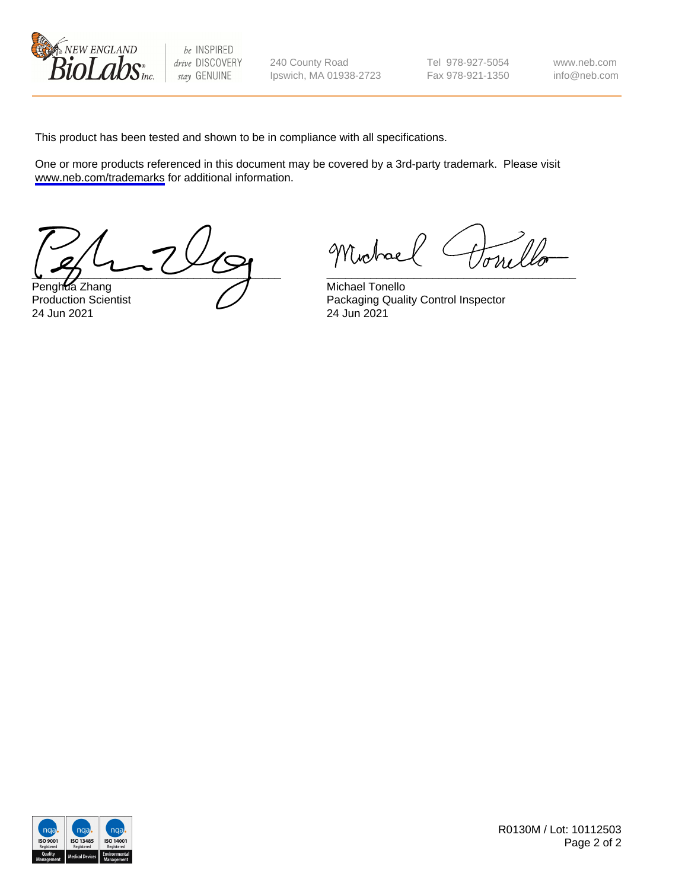This product has been tested and shown to be in compliance with all specifications.

One or more products referenced in this document may be covered by a 3rd-party trademark. Please visit www.neb.com/trademarks for additional information.

Penghua Zhang
Production Scientist
24 Jun 2021

Michael Tonello
Packaging Quality Control Inspector
24 Jun 2021

R0130M / Lot: 10112503